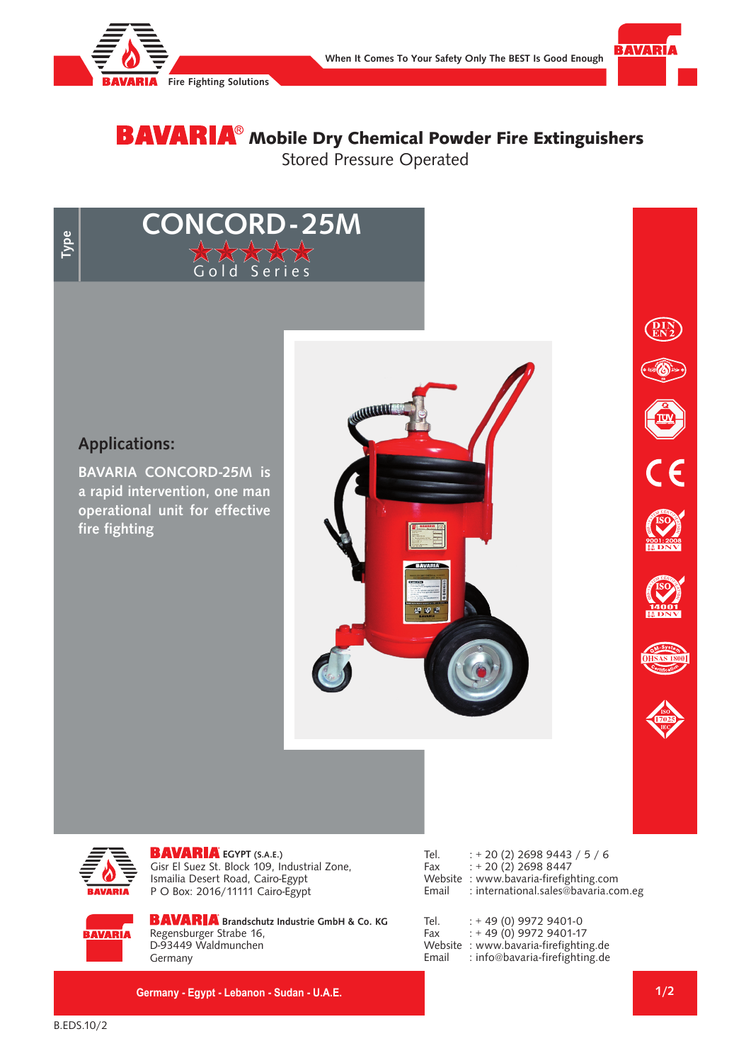BAVARIA Fire Fighting Solutions

When It Comes To Your Safety Only The BEST Is Good Enough

# BAVARIA® Mobile Dry Chemical Powder Fire Extinguishers

Stored Pressure Operated

Type

## CONCORD-25M

★★★★★ Gold Series

### Applications:

**BAVARIA CONCORD-25M is a rapid intervention, one man operational unit for effective fire fighting**

**BAVARIA EGYPT (S.A.E.)**
Gisr El Suez St. Block 109, Industrial Zone,
Ismailia Desert Road, Cairo-Egypt
P O Box: 2016/11111 Cairo-Egypt

Tel. : + 20 (2) 2698 9443 / 5 / 6
Fax : + 20 (2) 2698 8447
Website : www.bavaria-firefighting.com
Email : international.sales@bavaria.com.eg

**BAVARIA Brandschutz Industrie GmbH & Co. KG**
Regensburger Strabe 16,
D-93449 Waldmunchen
Germany

Tel. : + 49 (0) 9972 9401-0
Fax : + 49 (0) 9972 9401-17
Website : www.bavaria-firefighting.de
Email : info@bavaria-firefighting.de

Germany - Egypt - Lebanon - Sudan - U.A.E.

B.EDS.10/2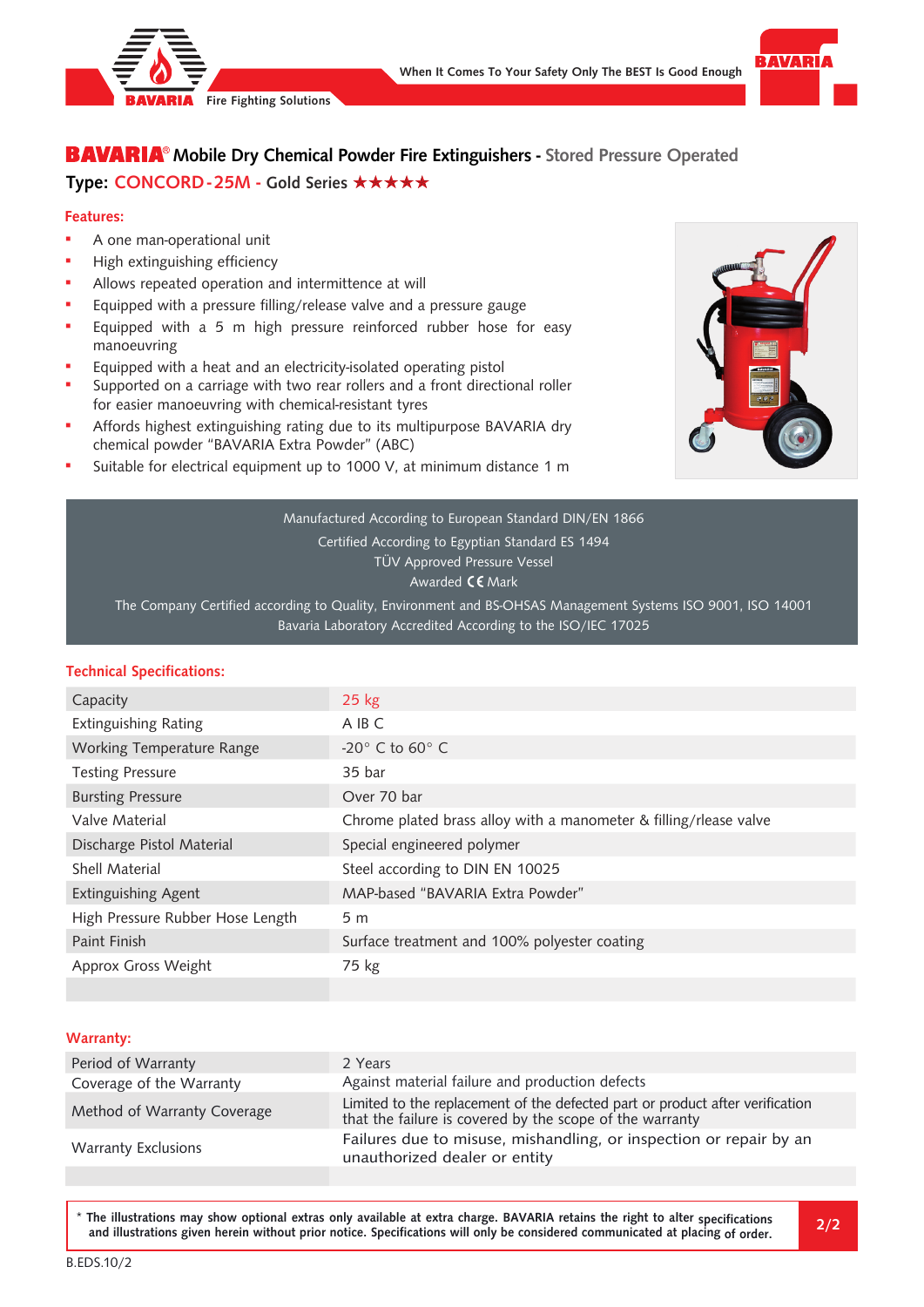# BAVARIA® Mobile Dry Chemical Powder Fire Extinguishers - Stored Pressure Operated

## Type: CONCORD-25M - Gold Series ★★★★★

### Features:

- A one man-operational unit
- High extinguishing efficiency
- Allows repeated operation and intermittence at will
- Equipped with a pressure filling/release valve and a pressure gauge
- Equipped with a 5 m high pressure reinforced rubber hose for easy manoeuvring
- Equipped with a heat and an electricity-isolated operating pistol
- Supported on a carriage with two rear rollers and a front directional roller for easier manoeuvring with chemical-resistant tyres
- Affords highest extinguishing rating due to its multipurpose BAVARIA dry chemical powder "BAVARIA Extra Powder" (ABC)
- Suitable for electrical equipment up to 1000 V, at minimum distance 1 m

Manufactured According to European Standard DIN/EN 1866
Certified According to Egyptian Standard ES 1494
TÜV Approved Pressure Vessel
Awarded CE Mark
The Company Certified according to Quality, Environment and BS-OHSAS Management Systems ISO 9001, ISO 14001
Bavaria Laboratory Accredited According to the ISO/IEC 17025

### Technical Specifications:

| | |
|---|---|
| Capacity | 25 kg |
| Extinguishing Rating | A IB C |
| Working Temperature Range | -20° C to 60° C |
| Testing Pressure | 35 bar |
| Bursting Pressure | Over 70 bar |
| Valve Material | Chrome plated brass alloy with a manometer & filling/rlease valve |
| Discharge Pistol Material | Special engineered polymer |
| Shell Material | Steel according to DIN EN 10025 |
| Extinguishing Agent | MAP-based "BAVARIA Extra Powder" |
| High Pressure Rubber Hose Length | 5 m |
| Paint Finish | Surface treatment and 100% polyester coating |
| Approx Gross Weight | 75 kg |

### Warranty:

| | |
|---|---|
| Period of Warranty | 2 Years |
| Coverage of the Warranty | Against material failure and production defects |
| Method of Warranty Coverage | Limited to the replacement of the defected part or product after verification that the failure is covered by the scope of the warranty |
| Warranty Exclusions | Failures due to misuse, mishandling, or inspection or repair by an unauthorized dealer or entity |

\* The illustrations may show optional extras only available at extra charge. BAVARIA retains the right to alter specifications and illustrations given herein without prior notice. Specifications will only be considered communicated at placing of order.

B.EDS.10/2